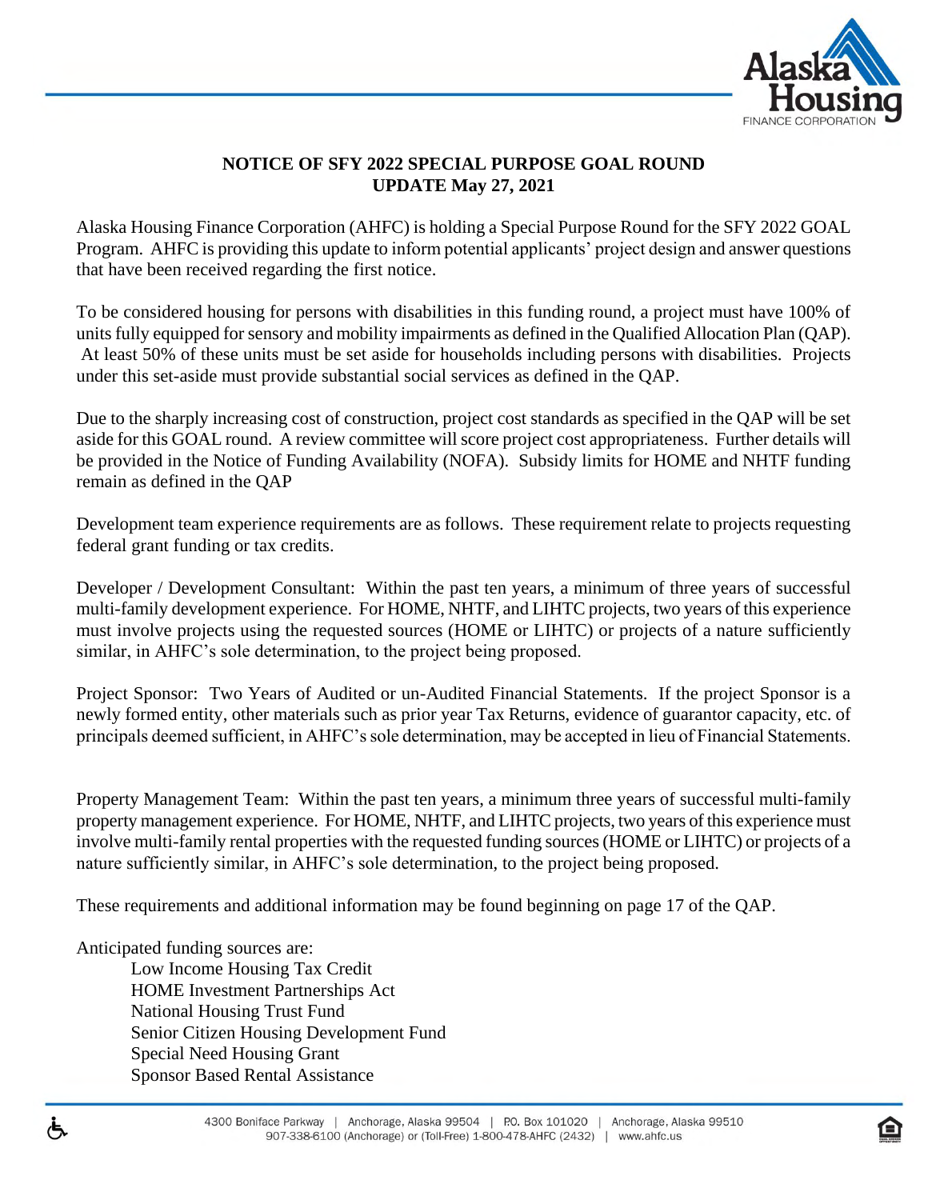# NOTICE OF SFY 2022 SPECIAL PURPOSE GOAL ROUND
## UPDATE May 27, 2021

Alaska Housing Finance Corporation (AHFC) is holding a Special Purpose Round for the SFY 2022 GOAL Program. AHFC is providing this update to inform potential applicants' project design and answer questions that have been received regarding the first notice.

To be considered housing for persons with disabilities in this funding round, a project must have 100% of units fully equipped for sensory and mobility impairments as defined in the Qualified Allocation Plan (QAP). At least 50% of these units must be set aside for households including persons with disabilities. Projects under this set-aside must provide substantial social services as defined in the QAP.

Due to the sharply increasing cost of construction, project cost standards as specified in the QAP will be set aside for this GOAL round. A review committee will score project cost appropriateness. Further details will be provided in the Notice of Funding Availability (NOFA). Subsidy limits for HOME and NHTF funding remain as defined in the QAP

Development team experience requirements are as follows. These requirement relate to projects requesting federal grant funding or tax credits.

Developer / Development Consultant: Within the past ten years, a minimum of three years of successful multi-family development experience. For HOME, NHTF, and LIHTC projects, two years of this experience must involve projects using the requested sources (HOME or LIHTC) or projects of a nature sufficiently similar, in AHFC's sole determination, to the project being proposed.

Project Sponsor: Two Years of Audited or un-Audited Financial Statements. If the project Sponsor is a newly formed entity, other materials such as prior year Tax Returns, evidence of guarantor capacity, etc. of principals deemed sufficient, in AHFC's sole determination, may be accepted in lieu of Financial Statements.

Property Management Team: Within the past ten years, a minimum three years of successful multi-family property management experience. For HOME, NHTF, and LIHTC projects, two years of this experience must involve multi-family rental properties with the requested funding sources (HOME or LIHTC) or projects of a nature sufficiently similar, in AHFC's sole determination, to the project being proposed.

These requirements and additional information may be found beginning on page 17 of the QAP.

Anticipated funding sources are:

- Low Income Housing Tax Credit
- HOME Investment Partnerships Act
- National Housing Trust Fund
- Senior Citizen Housing Development Fund
- Special Need Housing Grant
- Sponsor Based Rental Assistance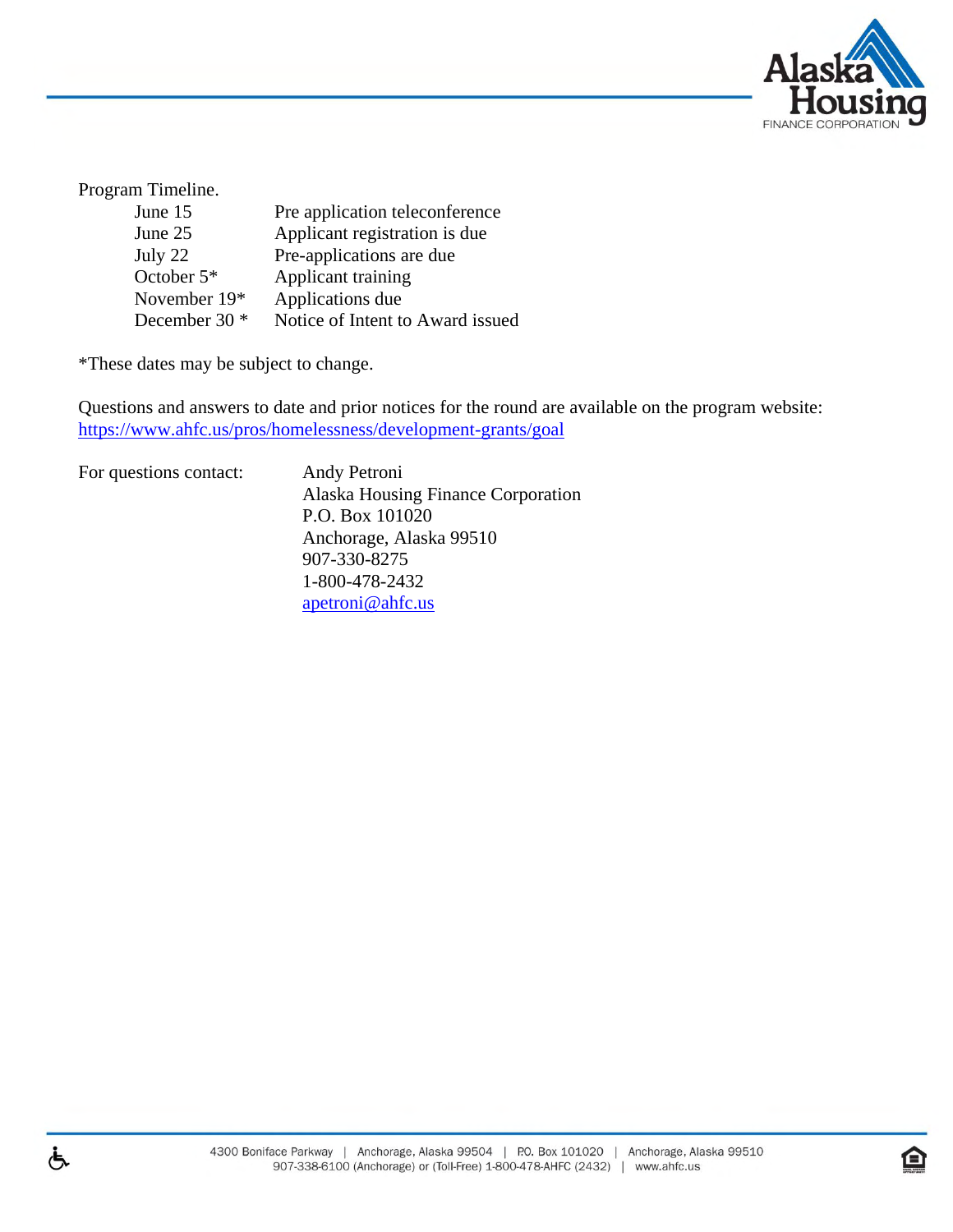Program Timeline.

| | |
|---|---|
| June 15 | Pre application teleconference |
| June 25 | Applicant registration is due |
| July 22 | Pre-applications are due |
| October 5* | Applicant training |
| November 19* | Applications due |
| December 30 * | Notice of Intent to Award issued |

*These dates may be subject to change.

Questions and answers to date and prior notices for the round are available on the program website: https://www.ahfc.us/pros/homelessness/development-grants/goal

For questions contact:

Andy Petroni
Alaska Housing Finance Corporation
P.O. Box 101020
Anchorage, Alaska 99510
907-330-8275
1-800-478-2432
apetroni@ahfc.us